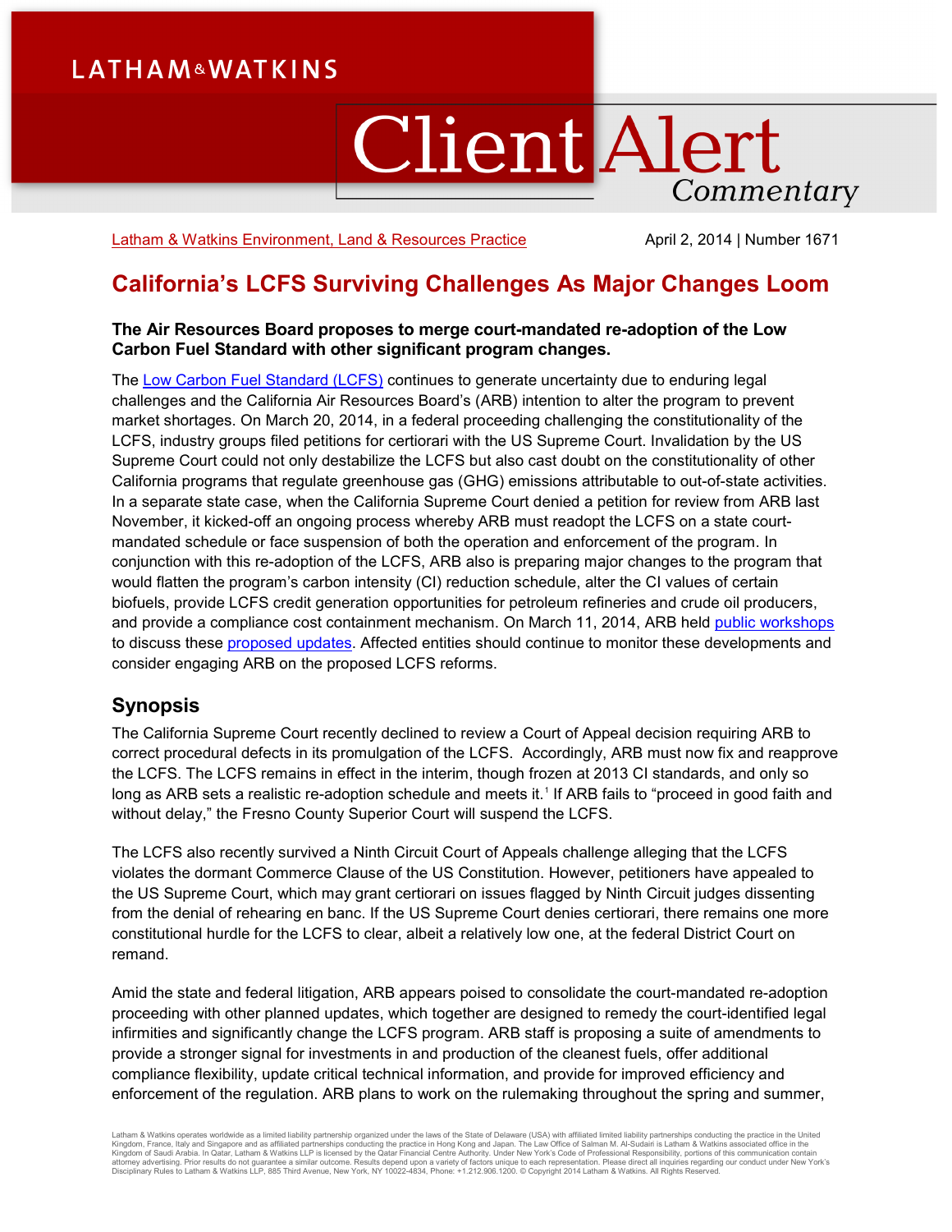LATHAM & WATKINS

# Client Alert Commentary

Latham & Watkins Environment, Land & Resources Practice

April 2, 2014 | Number 1671

# California's LCFS Surviving Challenges As Major Changes Loom

**The Air Resources Board proposes to merge court-mandated re-adoption of the Low Carbon Fuel Standard with other significant program changes.**

The Low Carbon Fuel Standard (LCFS) continues to generate uncertainty due to enduring legal challenges and the California Air Resources Board's (ARB) intention to alter the program to prevent market shortages. On March 20, 2014, in a federal proceeding challenging the constitutionality of the LCFS, industry groups filed petitions for certiorari with the US Supreme Court. Invalidation by the US Supreme Court could not only destabilize the LCFS but also cast doubt on the constitutionality of other California programs that regulate greenhouse gas (GHG) emissions attributable to out-of-state activities. In a separate state case, when the California Supreme Court denied a petition for review from ARB last November, it kicked-off an ongoing process whereby ARB must readopt the LCFS on a state court-mandated schedule or face suspension of both the operation and enforcement of the program. In conjunction with this re-adoption of the LCFS, ARB also is preparing major changes to the program that would flatten the program's carbon intensity (CI) reduction schedule, alter the CI values of certain biofuels, provide LCFS credit generation opportunities for petroleum refineries and crude oil producers, and provide a compliance cost containment mechanism. On March 11, 2014, ARB held public workshops to discuss these proposed updates. Affected entities should continue to monitor these developments and consider engaging ARB on the proposed LCFS reforms.

## Synopsis

The California Supreme Court recently declined to review a Court of Appeal decision requiring ARB to correct procedural defects in its promulgation of the LCFS. Accordingly, ARB must now fix and reapprove the LCFS. The LCFS remains in effect in the interim, though frozen at 2013 CI standards, and only so long as ARB sets a realistic re-adoption schedule and meets it.[1] If ARB fails to "proceed in good faith and without delay," the Fresno County Superior Court will suspend the LCFS.

The LCFS also recently survived a Ninth Circuit Court of Appeals challenge alleging that the LCFS violates the dormant Commerce Clause of the US Constitution. However, petitioners have appealed to the US Supreme Court, which may grant certiorari on issues flagged by Ninth Circuit judges dissenting from the denial of rehearing en banc. If the US Supreme Court denies certiorari, there remains one more constitutional hurdle for the LCFS to clear, albeit a relatively low one, at the federal District Court on remand.

Amid the state and federal litigation, ARB appears poised to consolidate the court-mandated re-adoption proceeding with other planned updates, which together are designed to remedy the court-identified legal infirmities and significantly change the LCFS program. ARB staff is proposing a suite of amendments to provide a stronger signal for investments in and production of the cleanest fuels, offer additional compliance flexibility, update critical technical information, and provide for improved efficiency and enforcement of the regulation. ARB plans to work on the rulemaking throughout the spring and summer,

Latham & Watkins operates worldwide as a limited liability partnership organized under the laws of the State of Delaware (USA) with affiliated limited liability partnerships conducting the practice in the United Kingdom, France, Italy and Singapore and as affiliated partnerships conducting the practice in Hong Kong and Japan. The Law Office of Salman M. Al-Sudairi is Latham & Watkins associated office in the Kingdom of Saudi Arabia. In Qatar, Latham & Watkins LLP is licensed by the Qatar Financial Centre Authority. Under New York's Code of Professional Responsibility, portions of this communication contain attorney advertising. Prior results do not guarantee a similar outcome. Results depend upon a variety of factors unique to each representation. Please direct all inquiries regarding our conduct under New York's Disciplinary Rules to Latham & Watkins LLP, 885 Third Avenue, New York, NY 10022-4834, Phone: +1.212.906.1200. © Copyright 2014 Latham & Watkins. All Rights Reserved.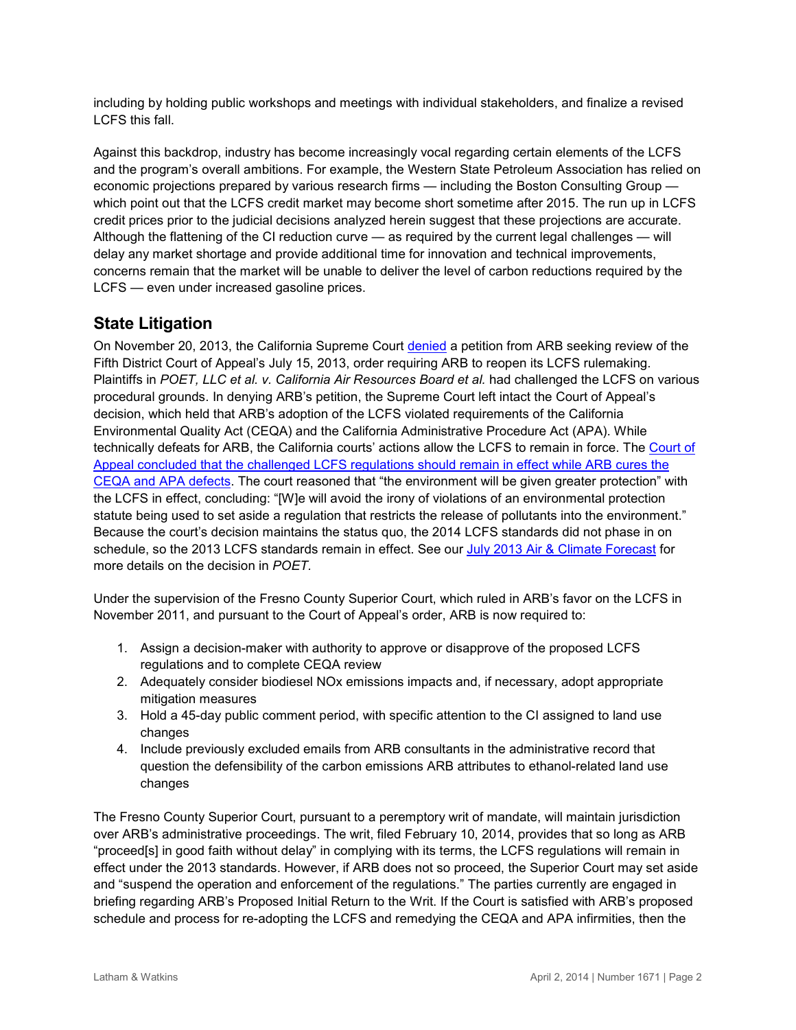including by holding public workshops and meetings with individual stakeholders, and finalize a revised LCFS this fall.

Against this backdrop, industry has become increasingly vocal regarding certain elements of the LCFS and the program's overall ambitions. For example, the Western State Petroleum Association has relied on economic projections prepared by various research firms — including the Boston Consulting Group — which point out that the LCFS credit market may become short sometime after 2015. The run up in LCFS credit prices prior to the judicial decisions analyzed herein suggest that these projections are accurate. Although the flattening of the CI reduction curve — as required by the current legal challenges — will delay any market shortage and provide additional time for innovation and technical improvements, concerns remain that the market will be unable to deliver the level of carbon reductions required by the LCFS — even under increased gasoline prices.

## State Litigation

On November 20, 2013, the California Supreme Court denied a petition from ARB seeking review of the Fifth District Court of Appeal's July 15, 2013, order requiring ARB to reopen its LCFS rulemaking. Plaintiffs in *POET, LLC et al. v. California Air Resources Board et al.* had challenged the LCFS on various procedural grounds. In denying ARB's petition, the Supreme Court left intact the Court of Appeal's decision, which held that ARB's adoption of the LCFS violated requirements of the California Environmental Quality Act (CEQA) and the California Administrative Procedure Act (APA). While technically defeats for ARB, the California courts' actions allow the LCFS to remain in force. The Court of Appeal concluded that the challenged LCFS regulations should remain in effect while ARB cures the CEQA and APA defects. The court reasoned that "the environment will be given greater protection" with the LCFS in effect, concluding: "[W]e will avoid the irony of violations of an environmental protection statute being used to set aside a regulation that restricts the release of pollutants into the environment." Because the court's decision maintains the status quo, the 2014 LCFS standards did not phase in on schedule, so the 2013 LCFS standards remain in effect. See our July 2013 Air & Climate Forecast for more details on the decision in *POET*.

Under the supervision of the Fresno County Superior Court, which ruled in ARB's favor on the LCFS in November 2011, and pursuant to the Court of Appeal's order, ARB is now required to:

1. Assign a decision-maker with authority to approve or disapprove of the proposed LCFS regulations and to complete CEQA review
2. Adequately consider biodiesel NOx emissions impacts and, if necessary, adopt appropriate mitigation measures
3. Hold a 45-day public comment period, with specific attention to the CI assigned to land use changes
4. Include previously excluded emails from ARB consultants in the administrative record that question the defensibility of the carbon emissions ARB attributes to ethanol-related land use changes

The Fresno County Superior Court, pursuant to a peremptory writ of mandate, will maintain jurisdiction over ARB's administrative proceedings. The writ, filed February 10, 2014, provides that so long as ARB "proceed[s] in good faith without delay" in complying with its terms, the LCFS regulations will remain in effect under the 2013 standards. However, if ARB does not so proceed, the Superior Court may set aside and "suspend the operation and enforcement of the regulations." The parties currently are engaged in briefing regarding ARB's Proposed Initial Return to the Writ. If the Court is satisfied with ARB's proposed schedule and process for re-adopting the LCFS and remedying the CEQA and APA infirmities, then the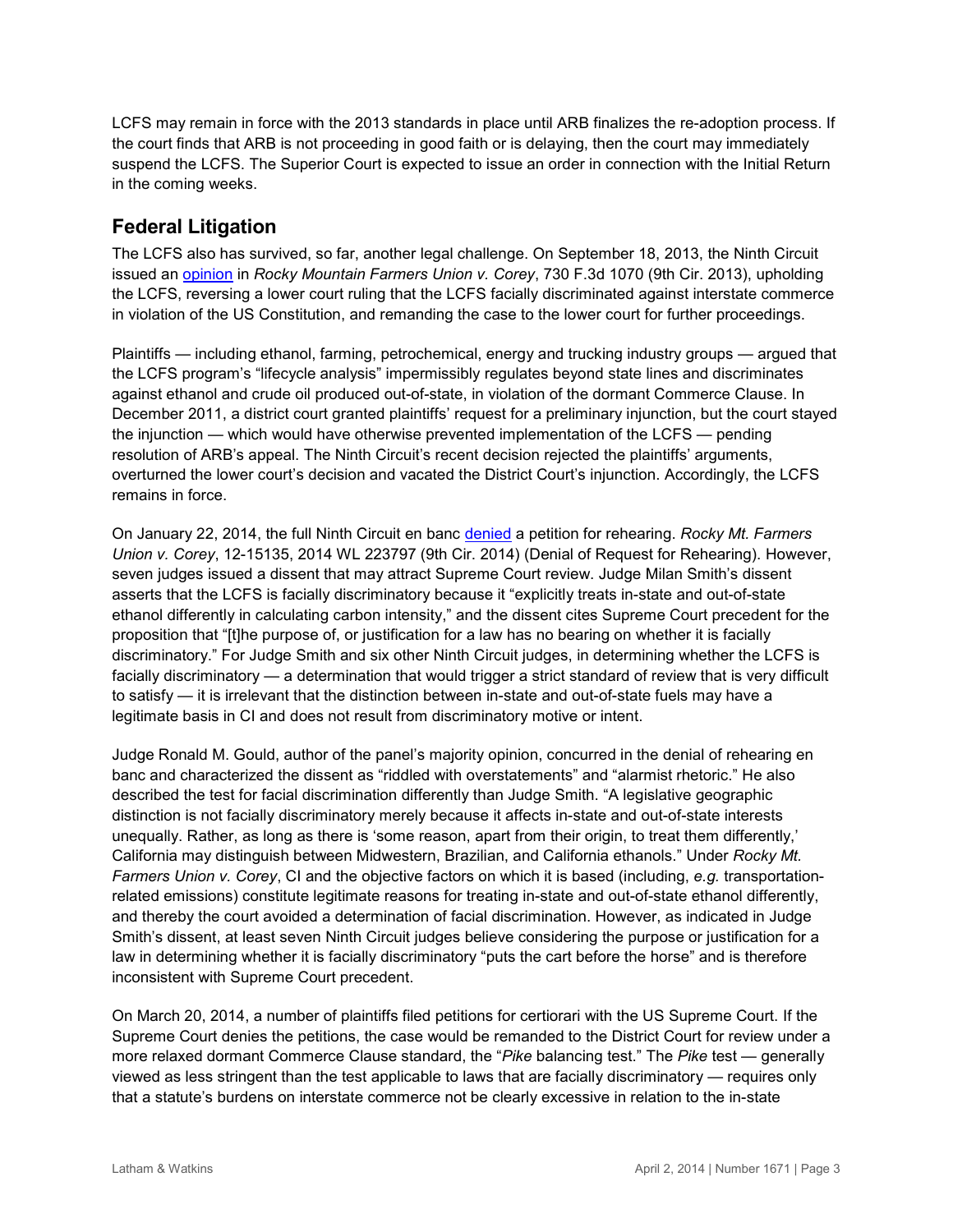LCFS may remain in force with the 2013 standards in place until ARB finalizes the re-adoption process. If the court finds that ARB is not proceeding in good faith or is delaying, then the court may immediately suspend the LCFS. The Superior Court is expected to issue an order in connection with the Initial Return in the coming weeks.

## Federal Litigation

The LCFS also has survived, so far, another legal challenge. On September 18, 2013, the Ninth Circuit issued an opinion in *Rocky Mountain Farmers Union v. Corey*, 730 F.3d 1070 (9th Cir. 2013), upholding the LCFS, reversing a lower court ruling that the LCFS facially discriminated against interstate commerce in violation of the US Constitution, and remanding the case to the lower court for further proceedings.

Plaintiffs — including ethanol, farming, petrochemical, energy and trucking industry groups — argued that the LCFS program's "lifecycle analysis" impermissibly regulates beyond state lines and discriminates against ethanol and crude oil produced out-of-state, in violation of the dormant Commerce Clause. In December 2011, a district court granted plaintiffs' request for a preliminary injunction, but the court stayed the injunction — which would have otherwise prevented implementation of the LCFS — pending resolution of ARB's appeal. The Ninth Circuit's recent decision rejected the plaintiffs' arguments, overturned the lower court's decision and vacated the District Court's injunction. Accordingly, the LCFS remains in force.

On January 22, 2014, the full Ninth Circuit en banc denied a petition for rehearing. *Rocky Mt. Farmers Union v. Corey*, 12-15135, 2014 WL 223797 (9th Cir. 2014) (Denial of Request for Rehearing). However, seven judges issued a dissent that may attract Supreme Court review. Judge Milan Smith's dissent asserts that the LCFS is facially discriminatory because it "explicitly treats in-state and out-of-state ethanol differently in calculating carbon intensity," and the dissent cites Supreme Court precedent for the proposition that "[t]he purpose of, or justification for a law has no bearing on whether it is facially discriminatory." For Judge Smith and six other Ninth Circuit judges, in determining whether the LCFS is facially discriminatory — a determination that would trigger a strict standard of review that is very difficult to satisfy — it is irrelevant that the distinction between in-state and out-of-state fuels may have a legitimate basis in CI and does not result from discriminatory motive or intent.

Judge Ronald M. Gould, author of the panel's majority opinion, concurred in the denial of rehearing en banc and characterized the dissent as "riddled with overstatements" and "alarmist rhetoric." He also described the test for facial discrimination differently than Judge Smith. "A legislative geographic distinction is not facially discriminatory merely because it affects in-state and out-of-state interests unequally. Rather, as long as there is 'some reason, apart from their origin, to treat them differently,' California may distinguish between Midwestern, Brazilian, and California ethanols." Under *Rocky Mt. Farmers Union v. Corey*, CI and the objective factors on which it is based (including, *e.g.* transportation-related emissions) constitute legitimate reasons for treating in-state and out-of-state ethanol differently, and thereby the court avoided a determination of facial discrimination. However, as indicated in Judge Smith's dissent, at least seven Ninth Circuit judges believe considering the purpose or justification for a law in determining whether it is facially discriminatory "puts the cart before the horse" and is therefore inconsistent with Supreme Court precedent.

On March 20, 2014, a number of plaintiffs filed petitions for certiorari with the US Supreme Court. If the Supreme Court denies the petitions, the case would be remanded to the District Court for review under a more relaxed dormant Commerce Clause standard, the "*Pike* balancing test." The *Pike* test — generally viewed as less stringent than the test applicable to laws that are facially discriminatory — requires only that a statute's burdens on interstate commerce not be clearly excessive in relation to the in-state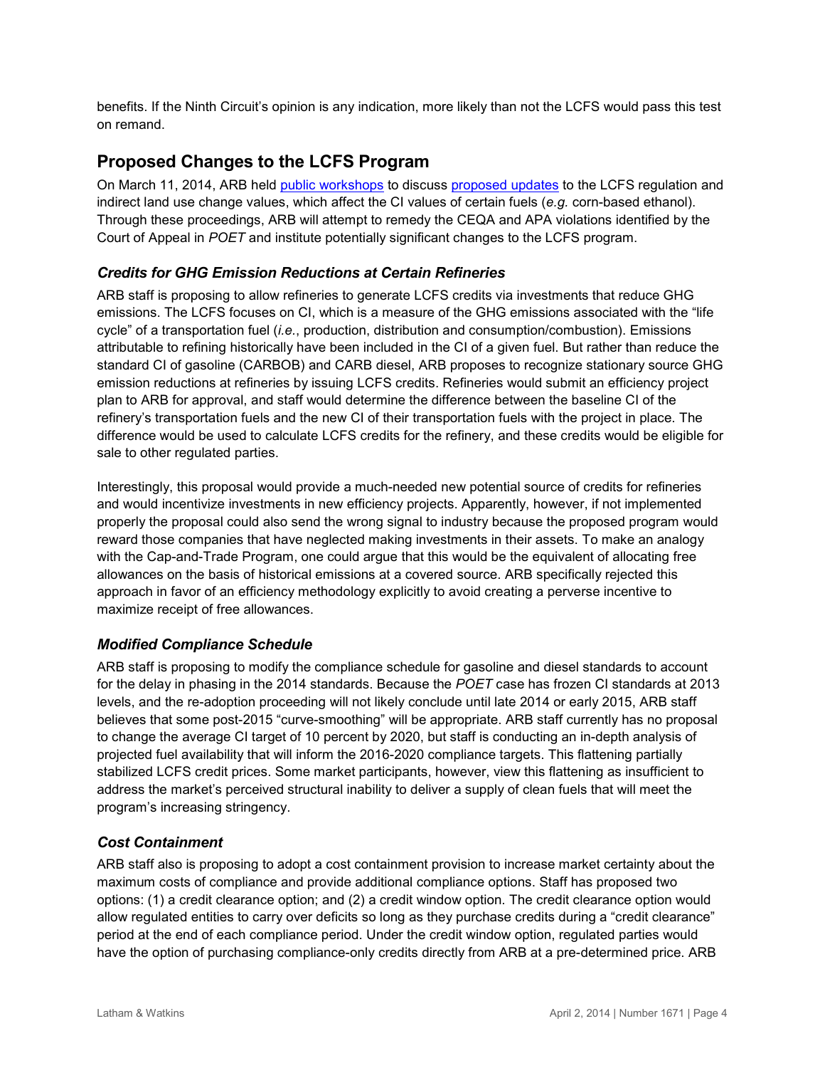benefits. If the Ninth Circuit's opinion is any indication, more likely than not the LCFS would pass this test on remand.

## Proposed Changes to the LCFS Program

On March 11, 2014, ARB held public workshops to discuss proposed updates to the LCFS regulation and indirect land use change values, which affect the CI values of certain fuels (*e.g.* corn-based ethanol). Through these proceedings, ARB will attempt to remedy the CEQA and APA violations identified by the Court of Appeal in *POET* and institute potentially significant changes to the LCFS program.

### *Credits for GHG Emission Reductions at Certain Refineries*

ARB staff is proposing to allow refineries to generate LCFS credits via investments that reduce GHG emissions. The LCFS focuses on CI, which is a measure of the GHG emissions associated with the "life cycle" of a transportation fuel (*i.e.*, production, distribution and consumption/combustion). Emissions attributable to refining historically have been included in the CI of a given fuel. But rather than reduce the standard CI of gasoline (CARBOB) and CARB diesel, ARB proposes to recognize stationary source GHG emission reductions at refineries by issuing LCFS credits. Refineries would submit an efficiency project plan to ARB for approval, and staff would determine the difference between the baseline CI of the refinery's transportation fuels and the new CI of their transportation fuels with the project in place. The difference would be used to calculate LCFS credits for the refinery, and these credits would be eligible for sale to other regulated parties.

Interestingly, this proposal would provide a much-needed new potential source of credits for refineries and would incentivize investments in new efficiency projects. Apparently, however, if not implemented properly the proposal could also send the wrong signal to industry because the proposed program would reward those companies that have neglected making investments in their assets. To make an analogy with the Cap-and-Trade Program, one could argue that this would be the equivalent of allocating free allowances on the basis of historical emissions at a covered source. ARB specifically rejected this approach in favor of an efficiency methodology explicitly to avoid creating a perverse incentive to maximize receipt of free allowances.

### *Modified Compliance Schedule*

ARB staff is proposing to modify the compliance schedule for gasoline and diesel standards to account for the delay in phasing in the 2014 standards. Because the *POET* case has frozen CI standards at 2013 levels, and the re-adoption proceeding will not likely conclude until late 2014 or early 2015, ARB staff believes that some post-2015 "curve-smoothing" will be appropriate. ARB staff currently has no proposal to change the average CI target of 10 percent by 2020, but staff is conducting an in-depth analysis of projected fuel availability that will inform the 2016-2020 compliance targets. This flattening partially stabilized LCFS credit prices. Some market participants, however, view this flattening as insufficient to address the market's perceived structural inability to deliver a supply of clean fuels that will meet the program's increasing stringency.

### *Cost Containment*

ARB staff also is proposing to adopt a cost containment provision to increase market certainty about the maximum costs of compliance and provide additional compliance options. Staff has proposed two options: (1) a credit clearance option; and (2) a credit window option. The credit clearance option would allow regulated entities to carry over deficits so long as they purchase credits during a "credit clearance" period at the end of each compliance period. Under the credit window option, regulated parties would have the option of purchasing compliance-only credits directly from ARB at a pre-determined price. ARB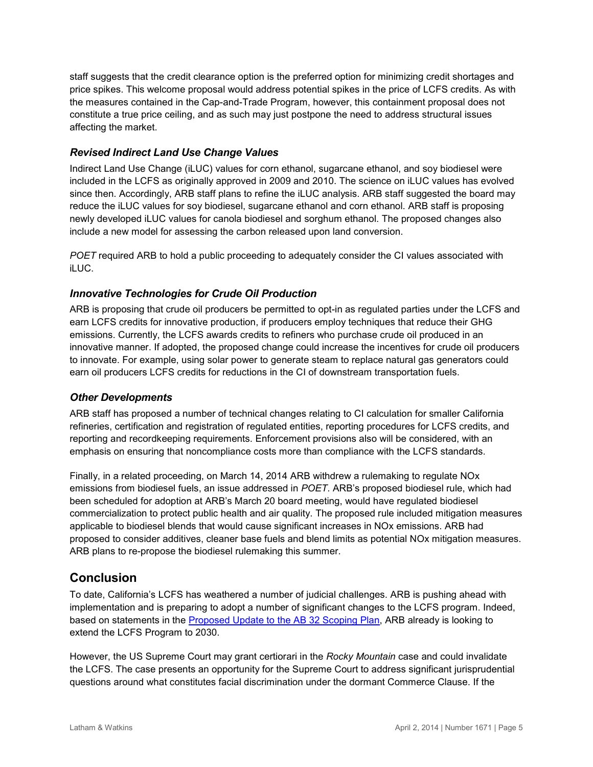staff suggests that the credit clearance option is the preferred option for minimizing credit shortages and price spikes. This welcome proposal would address potential spikes in the price of LCFS credits. As with the measures contained in the Cap-and-Trade Program, however, this containment proposal does not constitute a true price ceiling, and as such may just postpone the need to address structural issues affecting the market.

### *Revised Indirect Land Use Change Values*

Indirect Land Use Change (iLUC) values for corn ethanol, sugarcane ethanol, and soy biodiesel were included in the LCFS as originally approved in 2009 and 2010. The science on iLUC values has evolved since then. Accordingly, ARB staff plans to refine the iLUC analysis. ARB staff suggested the board may reduce the iLUC values for soy biodiesel, sugarcane ethanol and corn ethanol. ARB staff is proposing newly developed iLUC values for canola biodiesel and sorghum ethanol. The proposed changes also include a new model for assessing the carbon released upon land conversion.

*POET* required ARB to hold a public proceeding to adequately consider the CI values associated with iLUC.

### *Innovative Technologies for Crude Oil Production*

ARB is proposing that crude oil producers be permitted to opt-in as regulated parties under the LCFS and earn LCFS credits for innovative production, if producers employ techniques that reduce their GHG emissions. Currently, the LCFS awards credits to refiners who purchase crude oil produced in an innovative manner. If adopted, the proposed change could increase the incentives for crude oil producers to innovate. For example, using solar power to generate steam to replace natural gas generators could earn oil producers LCFS credits for reductions in the CI of downstream transportation fuels.

### *Other Developments*

ARB staff has proposed a number of technical changes relating to CI calculation for smaller California refineries, certification and registration of regulated entities, reporting procedures for LCFS credits, and reporting and recordkeeping requirements. Enforcement provisions also will be considered, with an emphasis on ensuring that noncompliance costs more than compliance with the LCFS standards.

Finally, in a related proceeding, on March 14, 2014 ARB withdrew a rulemaking to regulate NOx emissions from biodiesel fuels, an issue addressed in *POET*. ARB's proposed biodiesel rule, which had been scheduled for adoption at ARB's March 20 board meeting, would have regulated biodiesel commercialization to protect public health and air quality. The proposed rule included mitigation measures applicable to biodiesel blends that would cause significant increases in NOx emissions. ARB had proposed to consider additives, cleaner base fuels and blend limits as potential NOx mitigation measures. ARB plans to re-propose the biodiesel rulemaking this summer.

## Conclusion

To date, California's LCFS has weathered a number of judicial challenges. ARB is pushing ahead with implementation and is preparing to adopt a number of significant changes to the LCFS program. Indeed, based on statements in the [Proposed Update to the AB 32 Scoping Plan](), ARB already is looking to extend the LCFS Program to 2030.

However, the US Supreme Court may grant certiorari in the *Rocky Mountain* case and could invalidate the LCFS. The case presents an opportunity for the Supreme Court to address significant jurisprudential questions around what constitutes facial discrimination under the dormant Commerce Clause. If the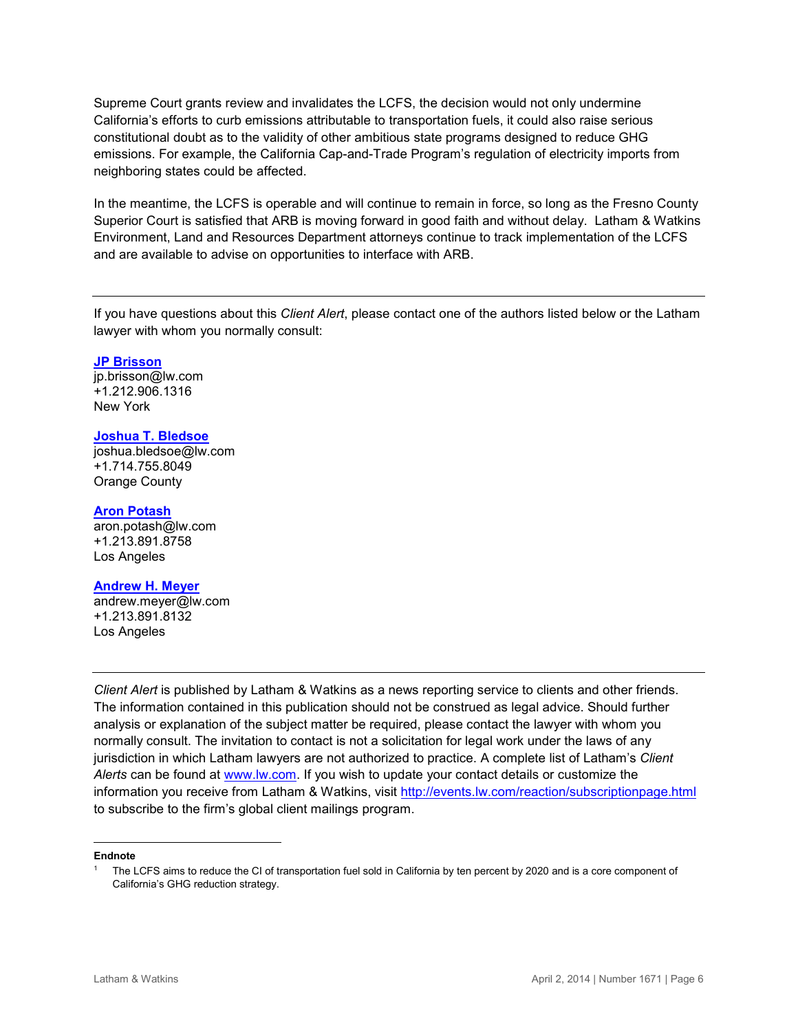Supreme Court grants review and invalidates the LCFS, the decision would not only undermine California's efforts to curb emissions attributable to transportation fuels, it could also raise serious constitutional doubt as to the validity of other ambitious state programs designed to reduce GHG emissions. For example, the California Cap-and-Trade Program's regulation of electricity imports from neighboring states could be affected.

In the meantime, the LCFS is operable and will continue to remain in force, so long as the Fresno County Superior Court is satisfied that ARB is moving forward in good faith and without delay. Latham & Watkins Environment, Land and Resources Department attorneys continue to track implementation of the LCFS and are available to advise on opportunities to interface with ARB.

---

If you have questions about this *Client Alert*, please contact one of the authors listed below or the Latham lawyer with whom you normally consult:

**JP Brisson**
jp.brisson@lw.com
+1.212.906.1316
New York

**Joshua T. Bledsoe**
joshua.bledsoe@lw.com
+1.714.755.8049
Orange County

**Aron Potash**
aron.potash@lw.com
+1.213.891.8758
Los Angeles

**Andrew H. Meyer**
andrew.meyer@lw.com
+1.213.891.8132
Los Angeles

---

*Client Alert* is published by Latham & Watkins as a news reporting service to clients and other friends. The information contained in this publication should not be construed as legal advice. Should further analysis or explanation of the subject matter be required, please contact the lawyer with whom you normally consult. The invitation to contact is not a solicitation for legal work under the laws of any jurisdiction in which Latham lawyers are not authorized to practice. A complete list of Latham's *Client Alerts* can be found at www.lw.com. If you wish to update your contact details or customize the information you receive from Latham & Watkins, visit http://events.lw.com/reaction/subscriptionpage.html to subscribe to the firm's global client mailings program.

---

**Endnote**

[1] The LCFS aims to reduce the CI of transportation fuel sold in California by ten percent by 2020 and is a core component of California's GHG reduction strategy.